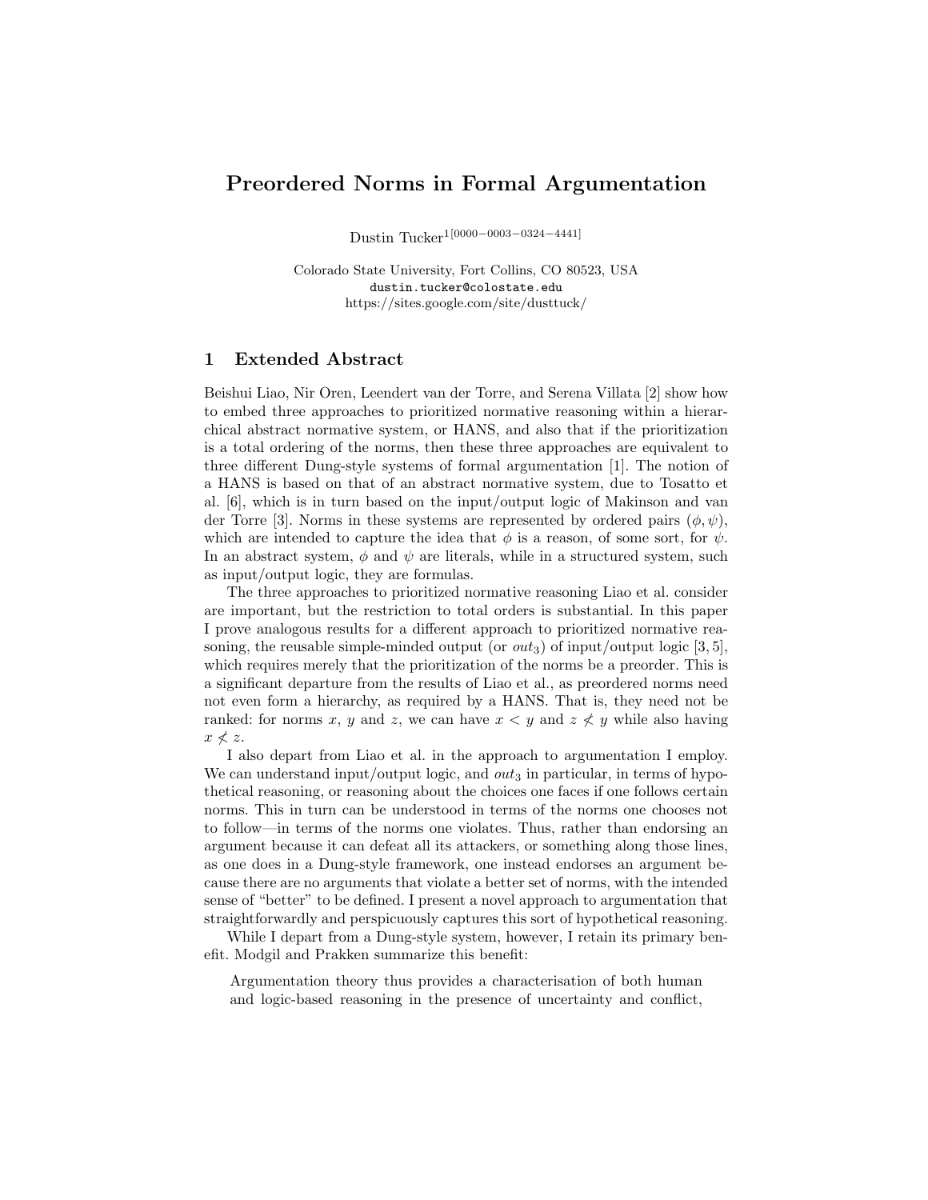# Preordered Norms in Formal Argumentation

Dustin Tucker[1[0000−0003−0324−4441]]

Colorado State University, Fort Collins, CO 80523, USA
dustin.tucker@colostate.edu
https://sites.google.com/site/dusttuck/

## 1 Extended Abstract

Beishui Liao, Nir Oren, Leendert van der Torre, and Serena Villata [2] show how to embed three approaches to prioritized normative reasoning within a hierarchical abstract normative system, or HANS, and also that if the prioritization is a total ordering of the norms, then these three approaches are equivalent to three different Dung-style systems of formal argumentation [1]. The notion of a HANS is based on that of an abstract normative system, due to Tosatto et al. [6], which is in turn based on the input/output logic of Makinson and van der Torre [3]. Norms in these systems are represented by ordered pairs $(\phi, \psi)$, which are intended to capture the idea that $\phi$ is a reason, of some sort, for $\psi$. In an abstract system, $\phi$ and $\psi$ are literals, while in a structured system, such as input/output logic, they are formulas.

The three approaches to prioritized normative reasoning Liao et al. consider are important, but the restriction to total orders is substantial. In this paper I prove analogous results for a different approach to prioritized normative reasoning, the reusable simple-minded output (or $out_3$) of input/output logic [3, 5], which requires merely that the prioritization of the norms be a preorder. This is a significant departure from the results of Liao et al., as preordered norms need not even form a hierarchy, as required by a HANS. That is, they need not be ranked: for norms $x$, $y$ and $z$, we can have $x < y$ and $z \not< y$ while also having $x \not< z$.

I also depart from Liao et al. in the approach to argumentation I employ. We can understand input/output logic, and $out_3$ in particular, in terms of hypothetical reasoning, or reasoning about the choices one faces if one follows certain norms. This in turn can be understood in terms of the norms one chooses not to follow—in terms of the norms one violates. Thus, rather than endorsing an argument because it can defeat all its attackers, or something along those lines, as one does in a Dung-style framework, one instead endorses an argument because there are no arguments that violate a better set of norms, with the intended sense of "better" to be defined. I present a novel approach to argumentation that straightforwardly and perspicuously captures this sort of hypothetical reasoning.

While I depart from a Dung-style system, however, I retain its primary benefit. Modgil and Prakken summarize this benefit:

> Argumentation theory thus provides a characterisation of both human and logic-based reasoning in the presence of uncertainty and conflict,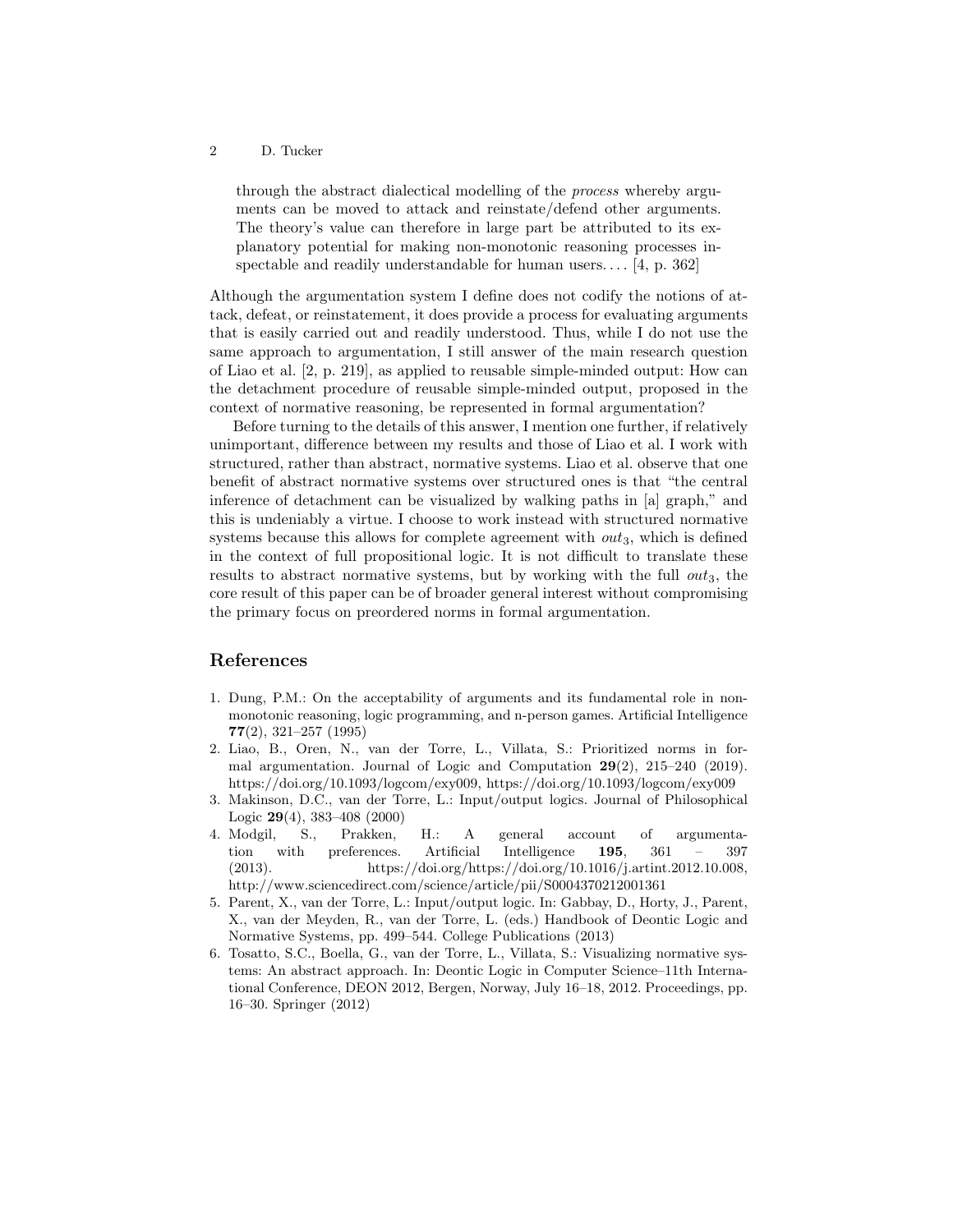through the abstract dialectical modelling of the *process* whereby arguments can be moved to attack and reinstate/defend other arguments. The theory's value can therefore in large part be attributed to its explanatory potential for making non-monotonic reasoning processes inspectable and readily understandable for human users. ... [4, p. 362]

Although the argumentation system I define does not codify the notions of attack, defeat, or reinstatement, it does provide a process for evaluating arguments that is easily carried out and readily understood. Thus, while I do not use the same approach to argumentation, I still answer of the main research question of Liao et al. [2, p. 219], as applied to reusable simple-minded output: How can the detachment procedure of reusable simple-minded output, proposed in the context of normative reasoning, be represented in formal argumentation?

Before turning to the details of this answer, I mention one further, if relatively unimportant, difference between my results and those of Liao et al. I work with structured, rather than abstract, normative systems. Liao et al. observe that one benefit of abstract normative systems over structured ones is that "the central inference of detachment can be visualized by walking paths in [a] graph," and this is undeniably a virtue. I choose to work instead with structured normative systems because this allows for complete agreement with $out_3$, which is defined in the context of full propositional logic. It is not difficult to translate these results to abstract normative systems, but by working with the full $out_3$, the core result of this paper can be of broader general interest without compromising the primary focus on preordered norms in formal argumentation.

## References

1. Dung, P.M.: On the acceptability of arguments and its fundamental role in nonmonotonic reasoning, logic programming, and n-person games. Artificial Intelligence **77**(2), 321–257 (1995)
2. Liao, B., Oren, N., van der Torre, L., Villata, S.: Prioritized norms in formal argumentation. Journal of Logic and Computation **29**(2), 215–240 (2019). https://doi.org/10.1093/logcom/exy009, https://doi.org/10.1093/logcom/exy009
3. Makinson, D.C., van der Torre, L.: Input/output logics. Journal of Philosophical Logic **29**(4), 383–408 (2000)
4. Modgil, S., Prakken, H.: A general account of argumentation with preferences. Artificial Intelligence **195**, 361 – 397 (2013). https://doi.org/https://doi.org/10.1016/j.artint.2012.10.008, http://www.sciencedirect.com/science/article/pii/S0004370212001361
5. Parent, X., van der Torre, L.: Input/output logic. In: Gabbay, D., Horty, J., Parent, X., van der Meyden, R., van der Torre, L. (eds.) Handbook of Deontic Logic and Normative Systems, pp. 499–544. College Publications (2013)
6. Tosatto, S.C., Boella, G., van der Torre, L., Villata, S.: Visualizing normative systems: An abstract approach. In: Deontic Logic in Computer Science–11th International Conference, DEON 2012, Bergen, Norway, July 16–18, 2012. Proceedings, pp. 16–30. Springer (2012)